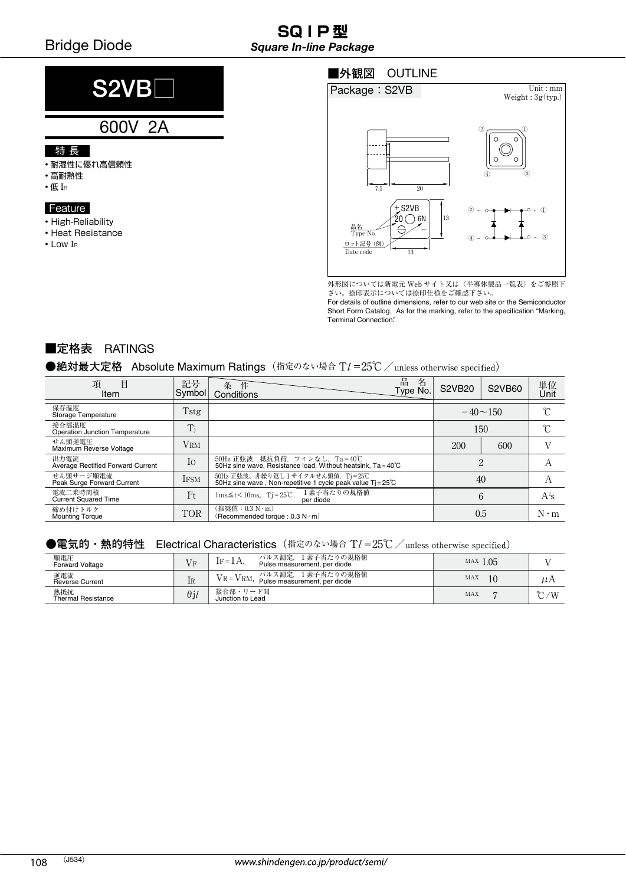Bridge Diode

# SQIP型
*Square In-line Package*

# S2VB□

## 600V 2A

### 特長

- 耐湿性に優れ高信頼性
- 高耐熱性
- 低 $I_R$

### Feature

- High-Reliability
- Heat Resistance
- Low $I_R$

## ■外観図　OUTLINE

Package：S2VB

Unit : mm
Weight : 3g(typ.)

7.5　20

13

13

＋S2VB
20 ◯ 6N
－

品名
Type No.

ロット記号（例）
Date code

② ～　＋ ①
④ －　～ ③

外形図については新電元 Web サイト又は〈半導体製品一覧表〉をご参照下さい。捺印表示については捺印仕様をご確認下さい。
For details of outline dimensions, refer to our web site or the Semiconductor Short Form Catalog. As for the marking, refer to the specification "Marking, Terminal Connection."

## ■定格表　RATINGS

### ●絶対最大定格　Absolute Maximum Ratings（指定のない場合 $Tl=25℃$ ／unless otherwise specified）

| 項目 Item | 記号 Symbol | 条件 Conditions ＼ 品名 Type No. | S2VB20 | S2VB60 | 単位 Unit |
|---|---|---|---|---|---|
| 保存温度 Storage Temperature | Tstg | | −40～150 | | ℃ |
| 接合部温度 Operation Junction Temperature | Tj | | 150 | | ℃ |
| せん頭逆電圧 Maximum Reverse Voltage | $V_{RM}$ | | 200 | 600 | V |
| 出力電流 Average Rectified Forward Current | $I_O$ | 50Hz 正弦波，抵抗負荷，フィンなし，Ta＝40℃ 50Hz sine wave, Resistance load, Without heatsink, Ta＝40℃ | 2 | | A |
| せん頭サージ順電流 Peak Surge Forward Current | $I_{FSM}$ | 50Hz 正弦波，非繰り返し1サイクルせん頭値，Tj＝25℃ 50Hz sine wave , Non-repetitive 1 cycle peak value Tj＝25℃ | 40 | | A |
| 電流二乗時間積 Current Squared Time | $I^2t$ | 1ms≦t＜10ms，Tj＝25℃，1素子当たりの規格値 per diode | 6 | | $A^2s$ |
| 締め付けトルク Mounting Torque | TOR | （推奨値：0.3 N・m）(Recommended torque : 0.3 N・m) | 0.5 | | N・m |

### ●電気的・熱的特性　Electrical Characteristics（指定のない場合 $Tl=25℃$ ／unless otherwise specified）

| 項目 Item | 記号 Symbol | 条件 Conditions | | 単位 Unit |
|---|---|---|---|---|
| 順電圧 Forward Voltage | $V_F$ | $I_F=1A$，パルス測定，1素子当たりの規格値 Pulse measurement, per diode | MAX 1.05 | V |
| 逆電流 Reverse Current | $I_R$ | $V_R=V_{RM}$，パルス測定，1素子当たりの規格値 Pulse measurement, per diode | MAX 10 | μA |
| 熱抵抗 Thermal Resistance | $\theta jl$ | 接合部・リード間 Junction to Lead | MAX 7 | ℃/W |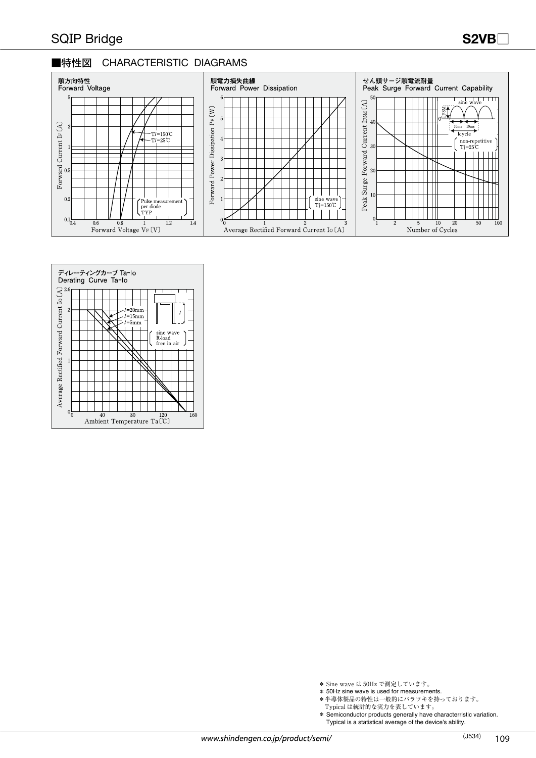## ■特性図　CHARACTERISTIC DIAGRAMS

順方向特性
Forward Voltage

Forward Current $I_F$ [A]
Forward Voltage $V_F$ [V]
Tl=150℃
Tl=25℃
Pulse measurement per diode TYP

順電力損失曲線
Forward Power Dissipation

Forward Power Dissipation $P_F$ [W]
Average Rectified Forward Current $I_O$ [A]
sine wave
Tj=150℃

せん頭サージ順電流耐量
Peak Surge Forward Current Capability

Peak Surge Forward Current $I_{FSM}$ [A]
Number of Cycles
sine wave
10ms 10ms
1cycle
non-repetitive
Tj=25℃

ディレーティングカーブ Ta-Io
Derating Curve Ta-Io

Average Rectified Forward Current $I_O$ [A]
Ambient Temperature Ta [℃]
l=20mm
l=15mm
l=5mm
sine wave
R-load
free in air

* Sine wave は 50Hz で測定しています。
* 50Hz sine wave is used for measurements.
* 半導体製品の特性は一般的にバラツキを持っております。
  Typical は統計的な実力を表しています。
* Semiconductor products generally have characterristic variation.
  Typical is a statistical average of the device's ability.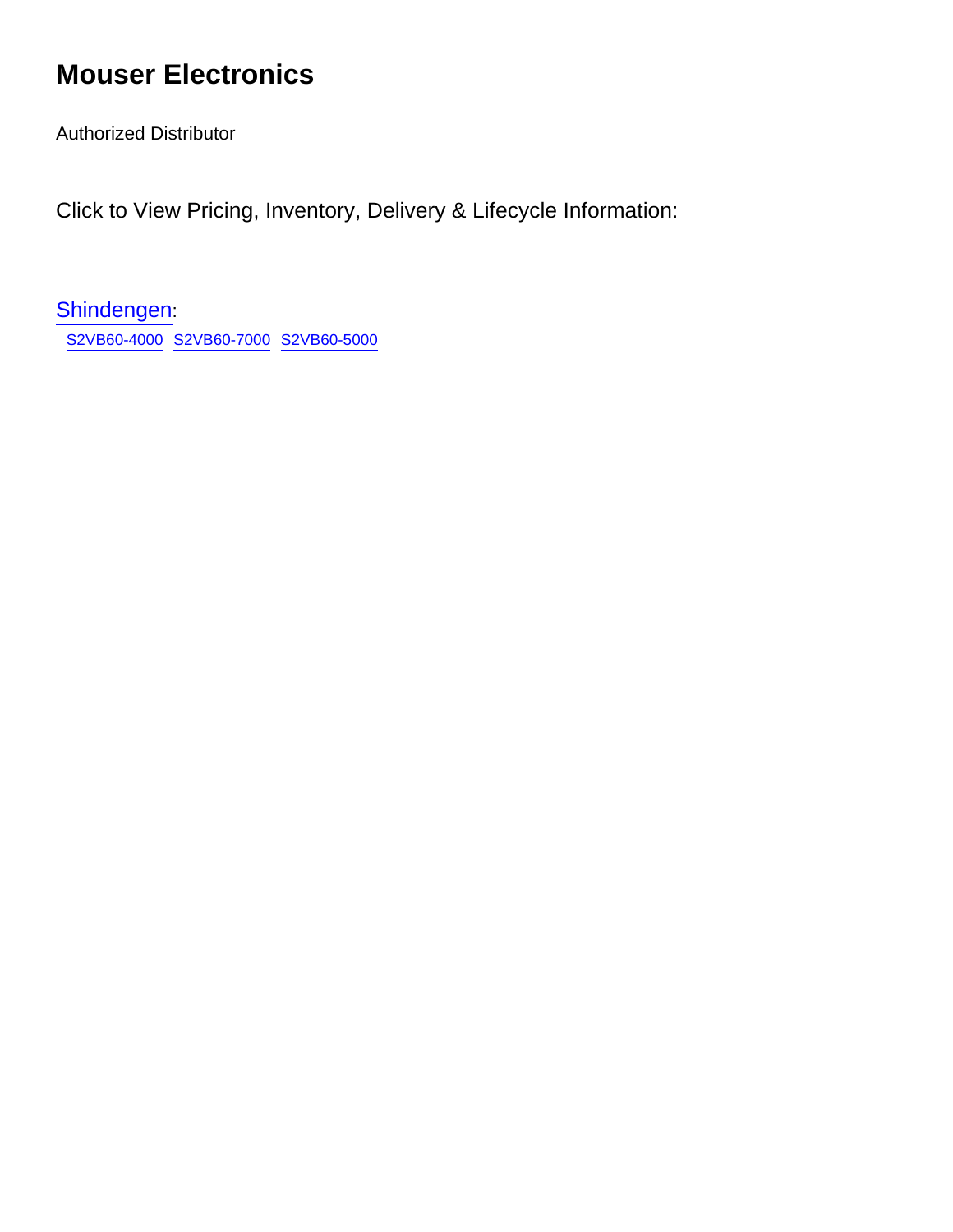# Mouser Electronics

Authorized Distributor

Click to View Pricing, Inventory, Delivery & Lifecycle Information:

Shindengen:

S2VB60-4000 S2VB60-7000 S2VB60-5000